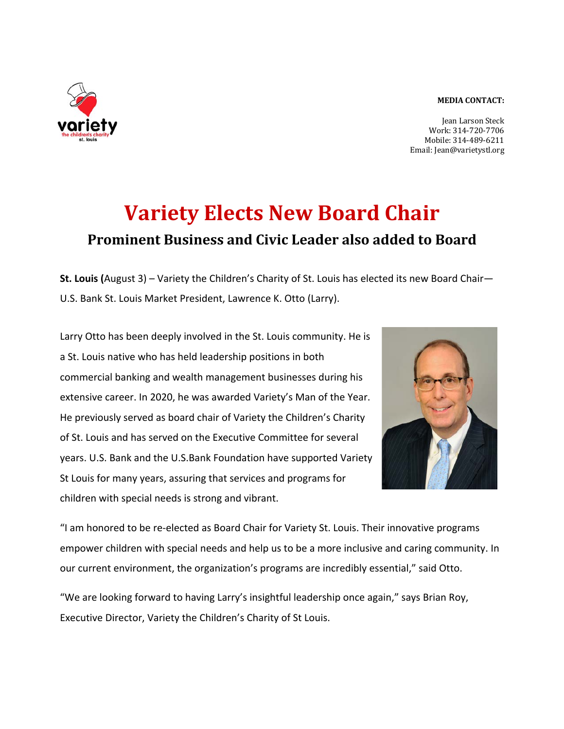**MEDIA CONTACT:**

Jean Larson Steck
Work: 314-720-7706
Mobile: 314-489-6211
Email: Jean@varietystl.org

# Variety Elects New Board Chair

## Prominent Business and Civic Leader also added to Board

**St. Louis (**August 3) – Variety the Children's Charity of St. Louis has elected its new Board Chair—U.S. Bank St. Louis Market President, Lawrence K. Otto (Larry).

Larry Otto has been deeply involved in the St. Louis community. He is a St. Louis native who has held leadership positions in both commercial banking and wealth management businesses during his extensive career. In 2020, he was awarded Variety's Man of the Year. He previously served as board chair of Variety the Children's Charity of St. Louis and has served on the Executive Committee for several years. U.S. Bank and the U.S.Bank Foundation have supported Variety St Louis for many years, assuring that services and programs for children with special needs is strong and vibrant.

"I am honored to be re-elected as Board Chair for Variety St. Louis. Their innovative programs empower children with special needs and help us to be a more inclusive and caring community. In our current environment, the organization's programs are incredibly essential," said Otto.

"We are looking forward to having Larry's insightful leadership once again," says Brian Roy, Executive Director, Variety the Children's Charity of St Louis.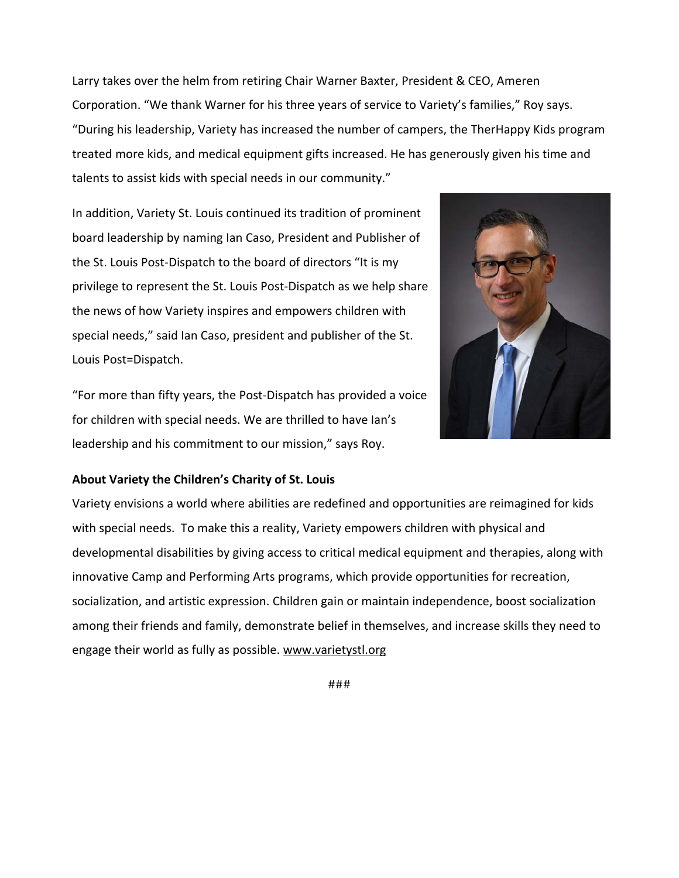Larry takes over the helm from retiring Chair Warner Baxter, President & CEO, Ameren Corporation. "We thank Warner for his three years of service to Variety's families," Roy says. "During his leadership, Variety has increased the number of campers, the TherHappy Kids program treated more kids, and medical equipment gifts increased. He has generously given his time and talents to assist kids with special needs in our community."

In addition, Variety St. Louis continued its tradition of prominent board leadership by naming Ian Caso, President and Publisher of the St. Louis Post-Dispatch to the board of directors "It is my privilege to represent the St. Louis Post-Dispatch as we help share the news of how Variety inspires and empowers children with special needs," said Ian Caso, president and publisher of the St. Louis Post=Dispatch.

"For more than fifty years, the Post-Dispatch has provided a voice for children with special needs. We are thrilled to have Ian's leadership and his commitment to our mission," says Roy.

**About Variety the Children's Charity of St. Louis**

Variety envisions a world where abilities are redefined and opportunities are reimagined for kids with special needs. To make this a reality, Variety empowers children with physical and developmental disabilities by giving access to critical medical equipment and therapies, along with innovative Camp and Performing Arts programs, which provide opportunities for recreation, socialization, and artistic expression. Children gain or maintain independence, boost socialization among their friends and family, demonstrate belief in themselves, and increase skills they need to engage their world as fully as possible. www.varietystl.org

###